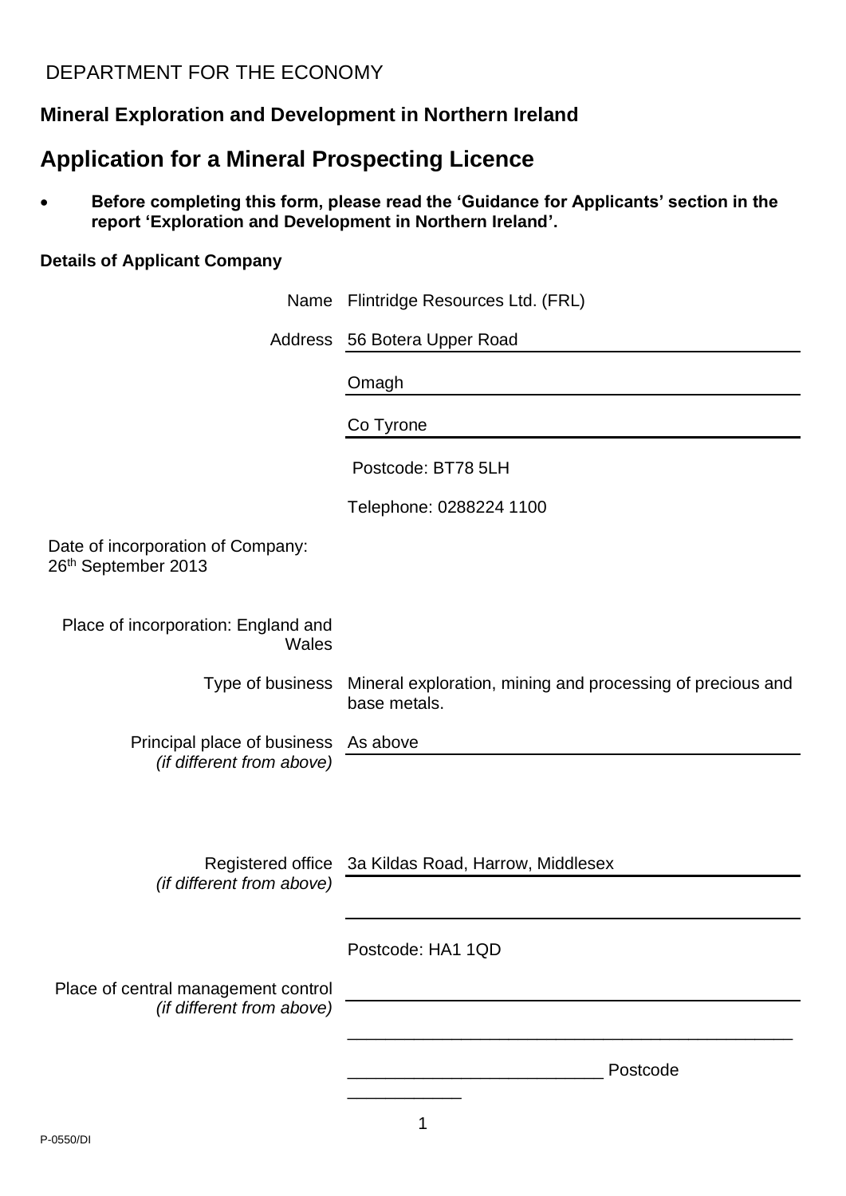DEPARTMENT FOR THE ECONOMY

## Mineral Exploration and Development in Northern Ireland

# Application for a Mineral Prospecting Licence

- **Before completing this form, please read the 'Guidance for Applicants' section in the report 'Exploration and Development in Northern Ireland'.**

### Details of Applicant Company

Name: Flintridge Resources Ltd. (FRL)

Address: 56 Botera Upper Road
Omagh
Co Tyrone
Postcode: BT78 5LH
Telephone: 0288224 1100

Date of incorporation of Company: 26th September 2013

Place of incorporation: England and Wales

Type of business: Mineral exploration, mining and processing of precious and base metals.

Principal place of business *(if different from above)*: As above

Registered office *(if different from above)*: 3a Kildas Road, Harrow, Middlesex
Postcode: HA1 1QD

Place of central management control *(if different from above)*: ______________________________

______________________________

__________________________ Postcode ____________

P-0550/DI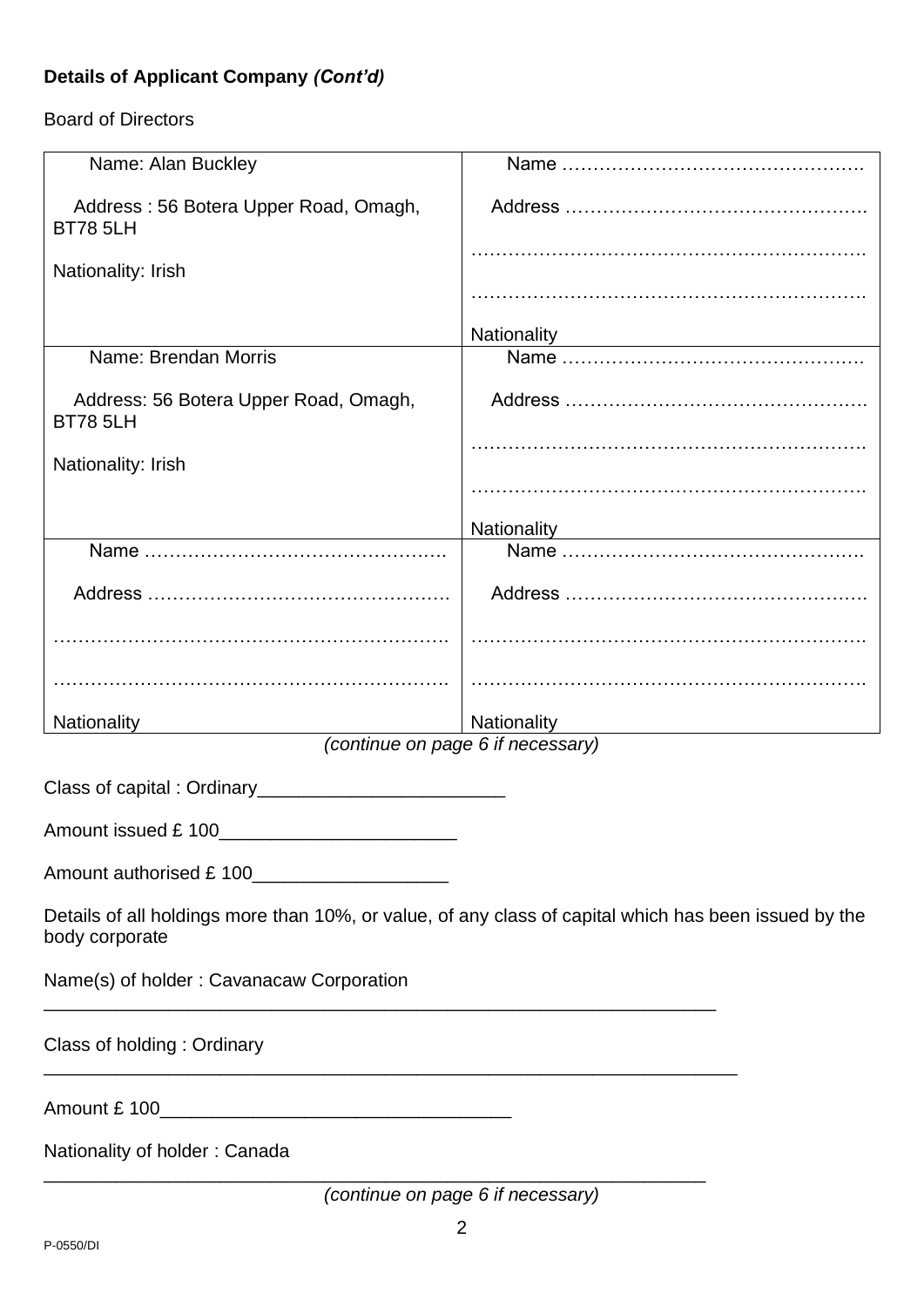**Details of Applicant Company *(Cont'd)***

Board of Directors

| | |
|---|---|
| Name: Alan Buckley<br><br>Address : 56 Botera Upper Road, Omagh, BT78 5LH<br><br>Nationality: Irish | Name ………………………………………….<br><br>Address ………………………………………….<br><br>………………………………………………………….<br><br>………………………………………………………….<br><br>Nationality |
| Name: Brendan Morris<br><br>Address: 56 Botera Upper Road, Omagh, BT78 5LH<br><br>Nationality: Irish | Name ………………………………………….<br><br>Address ………………………………………….<br><br>………………………………………………………….<br><br>………………………………………………………….<br><br>Nationality |
| Name ………………………………………….<br><br>Address ………………………………………….<br><br>………………………………………………………….<br><br>………………………………………………………….<br><br>Nationality | Name ………………………………………….<br><br>Address ………………………………………….<br><br>………………………………………………………….<br><br>………………………………………………………….<br><br>Nationality |

*(continue on page 6 if necessary)*

Class of capital : Ordinary_______________________

Amount issued £ 100______________________

Amount authorised £ 100__________________

Details of all holdings more than 10%, or value, of any class of capital which has been issued by the body corporate

Name(s) of holder : Cavanacaw Corporation
__________________________________________________________________

Class of holding : Ordinary
____________________________________________________________________

Amount £ 100_________________________________

Nationality of holder : Canada
_________________________________________________________________

*(continue on page 6 if necessary)*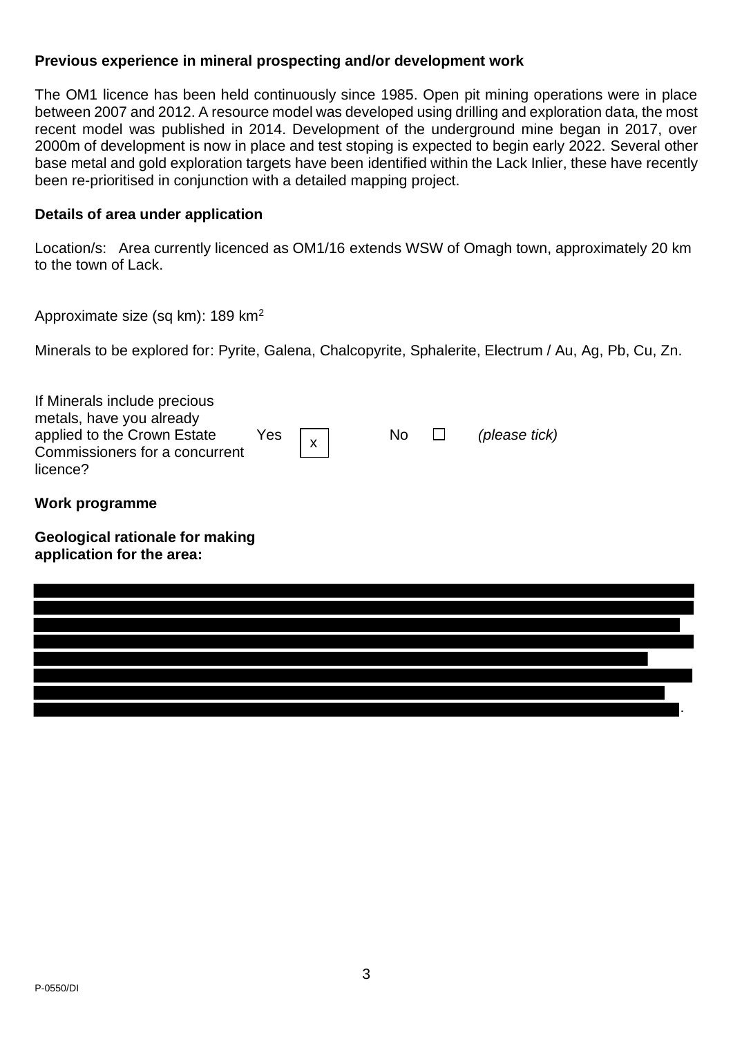**Previous experience in mineral prospecting and/or development work**

The OM1 licence has been held continuously since 1985. Open pit mining operations were in place between 2007 and 2012. A resource model was developed using drilling and exploration data, the most recent model was published in 2014. Development of the underground mine began in 2017, over 2000m of development is now in place and test stoping is expected to begin early 2022. Several other base metal and gold exploration targets have been identified within the Lack Inlier, these have recently been re-prioritised in conjunction with a detailed mapping project.

**Details of area under application**

Location/s: Area currently licenced as OM1/16 extends WSW of Omagh town, approximately 20 km to the town of Lack.

Approximate size (sq km): 189 km$^2$

Minerals to be explored for: Pyrite, Galena, Chalcopyrite, Sphalerite, Electrum / Au, Ag, Pb, Cu, Zn.

If Minerals include precious metals, have you already applied to the Crown Estate Commissioners for a concurrent licence? Yes [x] No ☐ *(please tick)*

**Work programme**

**Geological rationale for making application for the area:**

[REDACTED]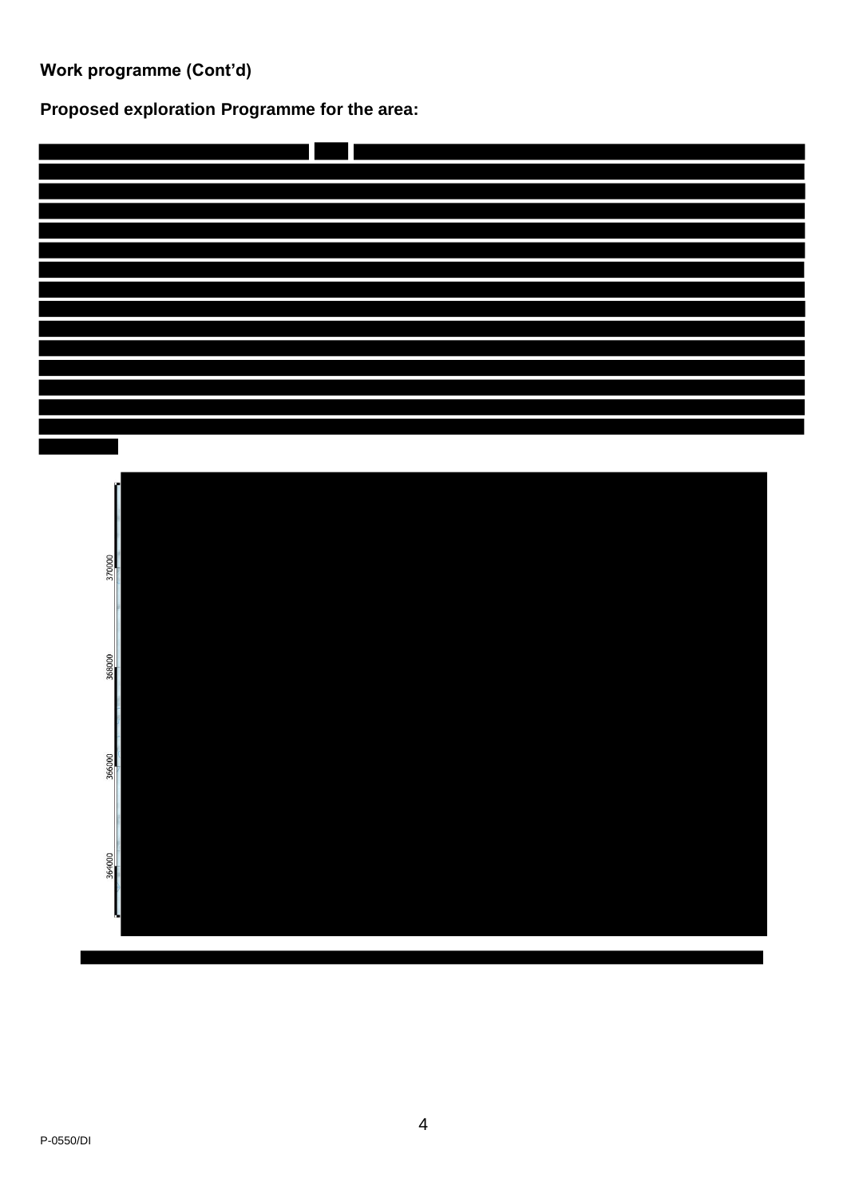**Work programme (Cont'd)**

**Proposed exploration Programme for the area:**

370000

368000

366000

364000

P-0550/DI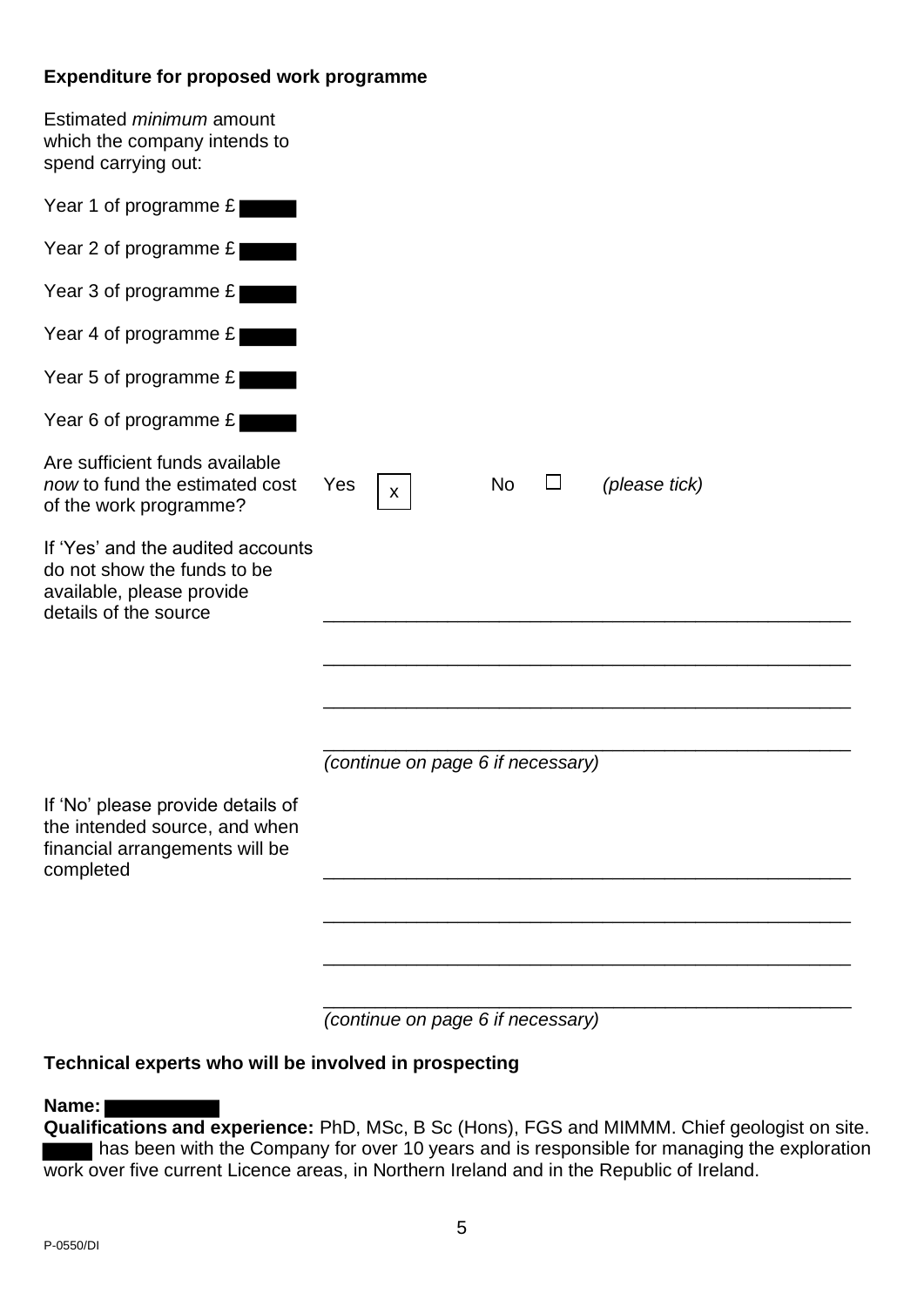**Expenditure for proposed work programme**

Estimated *minimum* amount which the company intends to spend carrying out:

Year 1 of programme £ ██████

Year 2 of programme £ ██████

Year 3 of programme £ ██████

Year 4 of programme £ ██████

Year 5 of programme £ ██████

Year 6 of programme £ ██████

Are sufficient funds available *now* to fund the estimated cost of the work programme? Yes [x] No ☐ *(please tick)*

If 'Yes' and the audited accounts do not show the funds to be available, please provide details of the source

________________________________________________

________________________________________________

________________________________________________

________________________________________________

*(continue on page 6 if necessary)*

If 'No' please provide details of the intended source, and when financial arrangements will be completed

________________________________________________

________________________________________________

________________________________________________

________________________________________________

*(continue on page 6 if necessary)*

**Technical experts who will be involved in prospecting**

**Name:** ██████████

**Qualifications and experience:** PhD, MSc, B Sc (Hons), FGS and MIMMM. Chief geologist on site. █████ has been with the Company for over 10 years and is responsible for managing the exploration work over five current Licence areas, in Northern Ireland and in the Republic of Ireland.

P-0550/DI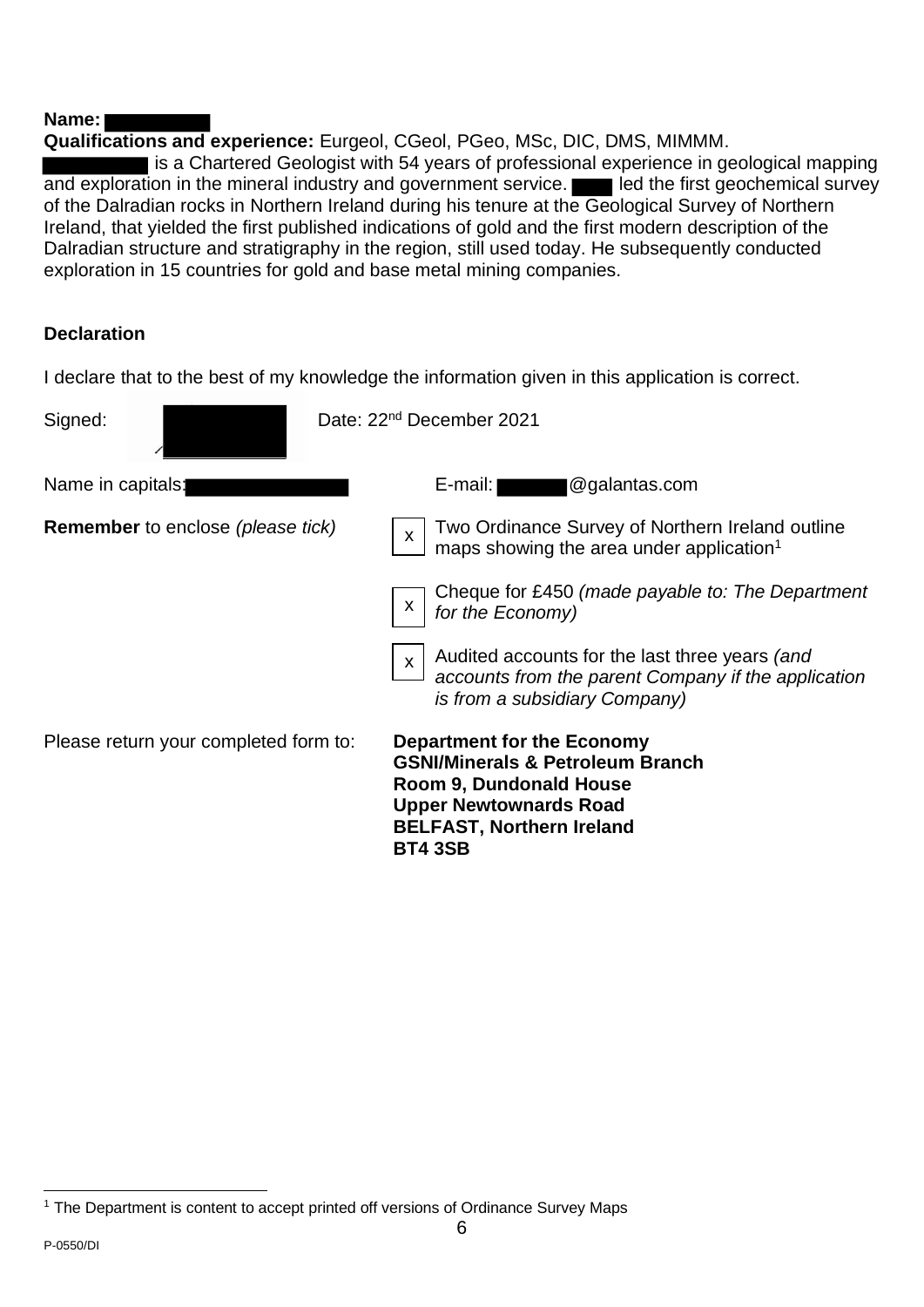**Name:** ██████

**Qualifications and experience:** Eurgeol, CGeol, PGeo, MSc, DIC, DMS, MIMMM.

██████ is a Chartered Geologist with 54 years of professional experience in geological mapping and exploration in the mineral industry and government service. ███ led the first geochemical survey of the Dalradian rocks in Northern Ireland during his tenure at the Geological Survey of Northern Ireland, that yielded the first published indications of gold and the first modern description of the Dalradian structure and stratigraphy in the region, still used today. He subsequently conducted exploration in 15 countries for gold and base metal mining companies.

**Declaration**

I declare that to the best of my knowledge the information given in this application is correct.

Signed: ██████ Date: 22nd December 2021

Name in capitals: ██████ E-mail: ██████@galantas.com

**Remember** to enclose *(please tick)*

- [x] Two Ordinance Survey of Northern Ireland outline maps showing the area under application[1]
- [x] Cheque for £450 *(made payable to: The Department for the Economy)*
- [x] Audited accounts for the last three years *(and accounts from the parent Company if the application is from a subsidiary Company)*

Please return your completed form to:

**Department for the Economy**
**GSNI/Minerals & Petroleum Branch**
**Room 9, Dundonald House**
**Upper Newtownards Road**
**BELFAST, Northern Ireland**
**BT4 3SB**

[1] The Department is content to accept printed off versions of Ordinance Survey Maps

P-0550/DI